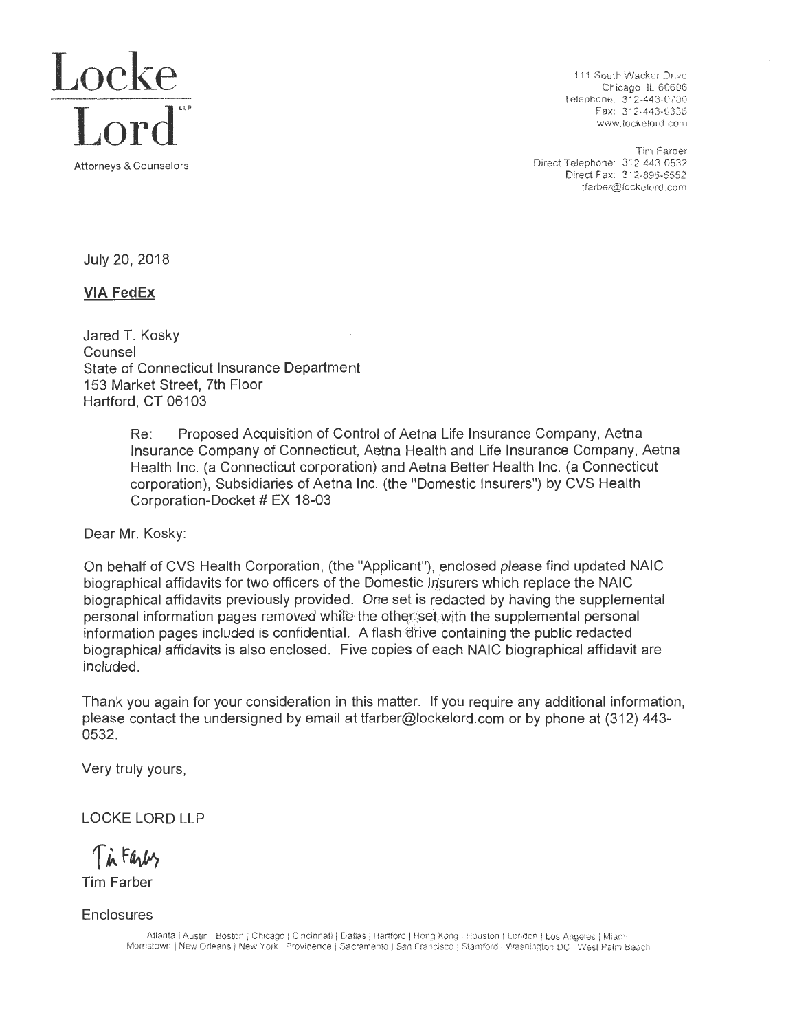# Locke Lord LLP

Attorneys & Counselors

111 South Wacker Drive
Chicago, IL 60606
Telephone: 312-443-0700
Fax: 312-443-0336
www.lockelord.com

Tim Farber
Direct Telephone: 312-443-0532
Direct Fax: 312-896-6552
tfarber@lockelord.com

July 20, 2018

**VIA FedEx**

Jared T. Kosky
Counsel
State of Connecticut Insurance Department
153 Market Street, 7th Floor
Hartford, CT 06103

> Re: Proposed Acquisition of Control of Aetna Life Insurance Company, Aetna Insurance Company of Connecticut, Aetna Health and Life Insurance Company, Aetna Health Inc. (a Connecticut corporation) and Aetna Better Health Inc. (a Connecticut corporation), Subsidiaries of Aetna Inc. (the "Domestic Insurers") by CVS Health Corporation-Docket # EX 18-03

Dear Mr. Kosky:

On behalf of CVS Health Corporation, (the "Applicant"), enclosed please find updated NAIC biographical affidavits for two officers of the Domestic Insurers which replace the NAIC biographical affidavits previously provided. One set is redacted by having the supplemental personal information pages removed while the other set with the supplemental personal information pages included is confidential. A flash drive containing the public redacted biographical affidavits is also enclosed. Five copies of each NAIC biographical affidavit are included.

Thank you again for your consideration in this matter. If you require any additional information, please contact the undersigned by email at tfarber@lockelord.com or by phone at (312) 443-0532.

Very truly yours,

LOCKE LORD LLP

Tim Farber

Enclosures

Atlanta | Austin | Boston | Chicago | Cincinnati | Dallas | Hartford | Hong Kong | Houston | London | Los Angeles | Miami
Morristown | New Orleans | New York | Providence | Sacramento | San Francisco | Stamford | Washington DC | West Palm Beach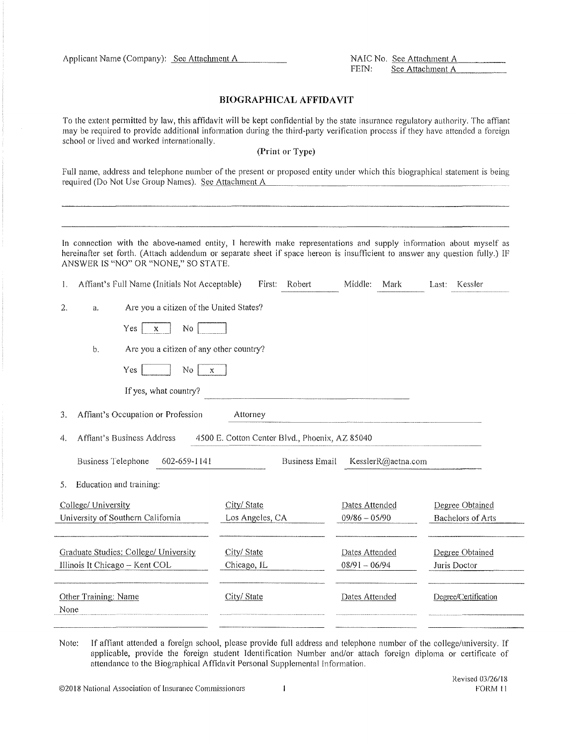Applicant Name (Company): See Attachment A

NAIC No. See Attachment A
FEIN: See Attachment A

## BIOGRAPHICAL AFFIDAVIT

To the extent permitted by law, this affidavit will be kept confidential by the state insurance regulatory authority. The affiant may be required to provide additional information during the third-party verification process if they have attended a foreign school or lived and worked internationally.

**(Print or Type)**

Full name, address and telephone number of the present or proposed entity under which this biographical statement is being required (Do Not Use Group Names). See Attachment A

In connection with the above-named entity, I herewith make representations and supply information about myself as hereinafter set forth. (Attach addendum or separate sheet if space hereon is insufficient to answer any question fully.) IF ANSWER IS "NO" OR "NONE," SO STATE.

1. Affiant's Full Name (Initials Not Acceptable) First: Robert Middle: Mark Last: Kessler

2. a. Are you a citizen of the United States?

   Yes [x] No [ ]

   b. Are you a citizen of any other country?

   Yes [ ] No [x]

   If yes, what country?

3. Affiant's Occupation or Profession: Attorney

4. Affiant's Business Address: 4500 E. Cotton Center Blvd., Phoenix, AZ 85040

   Business Telephone: 602-659-1141 Business Email: KesslerR@aetna.com

5. Education and training:

| College/ University | City/ State | Dates Attended | Degree Obtained |
|---|---|---|---|
| University of Southern California | Los Angeles, CA | 09/86 – 05/90 | Bachelors of Arts |
| | | | |

| Graduate Studies: College/ University | City/ State | Dates Attended | Degree Obtained |
|---|---|---|---|
| Illinois It Chicago – Kent COL | Chicago, IL | 08/91 – 06/94 | Juris Doctor |
| | | | |

| Other Training: Name | City/ State | Dates Attended | Degree/Certification |
|---|---|---|---|
| None | | | |

Note: If affiant attended a foreign school, please provide full address and telephone number of the college/university. If applicable, provide the foreign student Identification Number and/or attach foreign diploma or certificate of attendance to the Biographical Affidavit Personal Supplemental Information.

©2018 National Association of Insurance Commissioners

Revised 03/26/18
FORM 11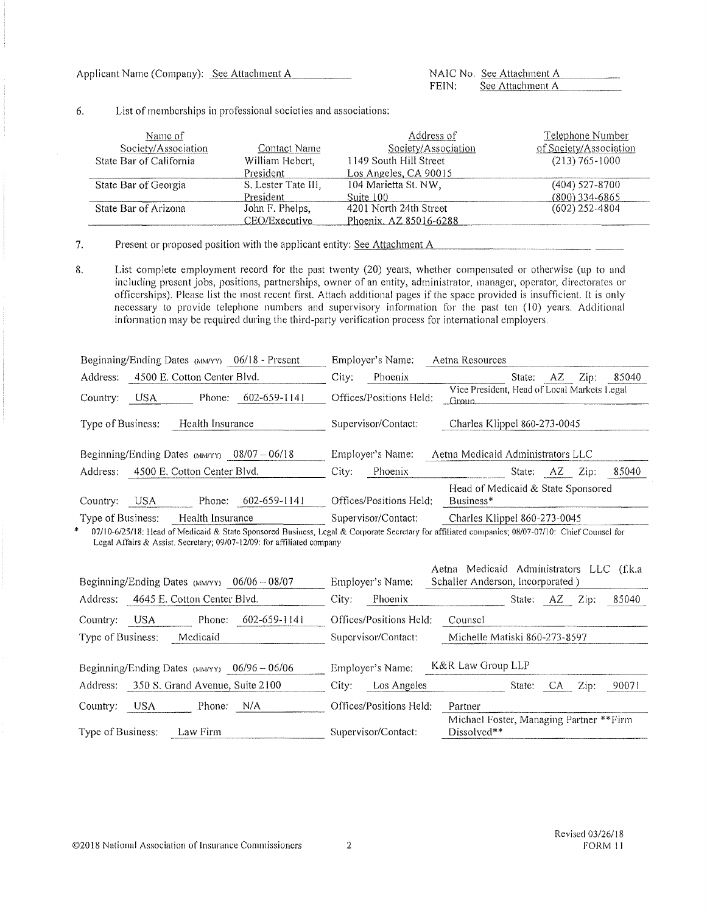Applicant Name (Company): See Attachment A

NAIC No. See Attachment A
FEIN: See Attachment A

6. List of memberships in professional societies and associations:

| Name of Society/Association | Contact Name | Address of Society/Association | Telephone Number of Society/Association |
|---|---|---|---|
| State Bar of California | William Hebert, President | 1149 South Hill Street Los Angeles, CA 90015 | (213) 765-1000 |
| State Bar of Georgia | S. Lester Tate III, President | 104 Marietta St. NW, Suite 100 | (404) 527-8700 (800) 334-6865 |
| State Bar of Arizona | John F. Phelps, CEO/Executive | 4201 North 24th Street Phoenix, AZ 85016-6288 | (602) 252-4804 |

7. Present or proposed position with the applicant entity: See Attachment A

8. List complete employment record for the past twenty (20) years, whether compensated or otherwise (up to and including present jobs, positions, partnerships, owner of an entity, administrator, manager, operator, directorates or officerships). Please list the most recent first. Attach additional pages if the space provided is insufficient. It is only necessary to provide telephone numbers and supervisory information for the past ten (10) years. Additional information may be required during the third-party verification process for international employers.

Beginning/Ending Dates (MM/YY): 06/18 - Present
Employer's Name: Aetna Resources
Address: 4500 E. Cotton Center Blvd.
City: Phoenix State: AZ Zip: 85040
Country: USA Phone: 602-659-1141
Offices/Positions Held: Vice President, Head of Local Markets Legal Group
Type of Business: Health Insurance
Supervisor/Contact: Charles Klippel 860-273-0045

Beginning/Ending Dates (MM/YY): 08/07 – 06/18
Employer's Name: Aetna Medicaid Administrators LLC
Address: 4500 E. Cotton Center Blvd.
City: Phoenix State: AZ Zip: 85040
Country: USA Phone: 602-659-1141
Offices/Positions Held: Head of Medicaid & State Sponsored Business*
Type of Business: Health Insurance
Supervisor/Contact: Charles Klippel 860-273-0045

\* 07/10-6/25/18: Head of Medicaid & State Sponsored Business, Legal & Corporate Secretary for affiliated companies; 08/07-07/10: Chief Counsel for Legal Affairs & Assist. Secretary; 09/07-12/09: for affiliated company

Beginning/Ending Dates (MM/YY): 06/06 – 08/07
Employer's Name: Aetna Medicaid Administrators LLC (f.k.a Schaller Anderson, Incorporated)
Address: 4645 E. Cotton Center Blvd.
City: Phoenix State: AZ Zip: 85040
Country: USA Phone: 602-659-1141
Offices/Positions Held: Counsel
Type of Business: Medicaid
Supervisor/Contact: Michelle Matiski 860-273-8597

Beginning/Ending Dates (MM/YY): 06/96 – 06/06
Employer's Name: K&R Law Group LLP
Address: 350 S. Grand Avenue, Suite 2100
City: Los Angeles State: CA Zip: 90071
Country: USA Phone: N/A
Offices/Positions Held: Partner
Type of Business: Law Firm
Supervisor/Contact: Michael Foster, Managing Partner \*\*Firm Dissolved\*\*

©2018 National Association of Insurance Commissioners

Revised 03/26/18
FORM 11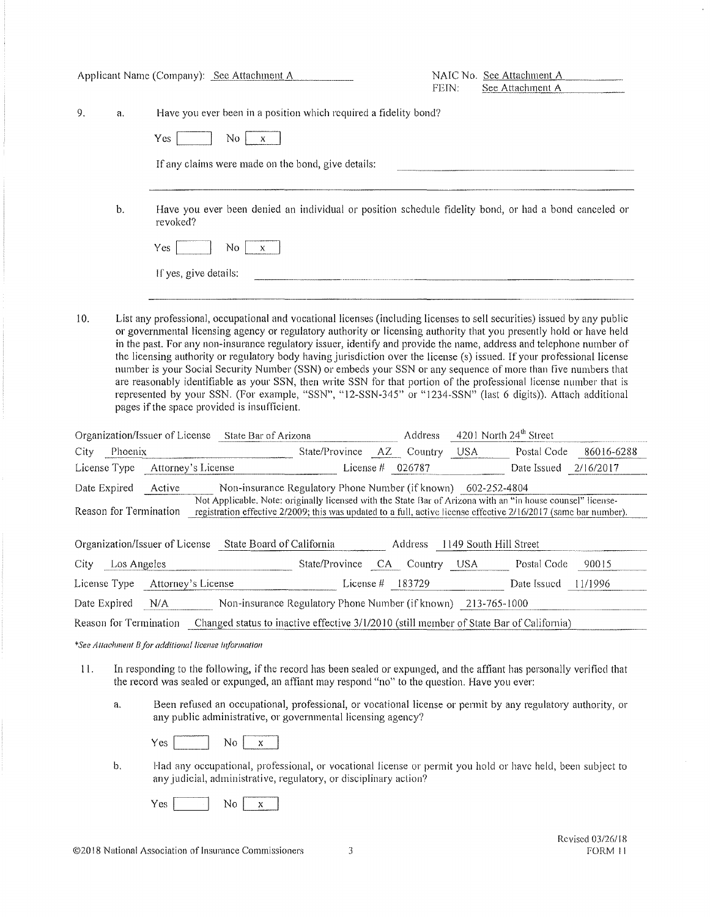Applicant Name (Company): See Attachment A

NAIC No. See Attachment A
FEIN: See Attachment A

9. a. Have you ever been in a position which required a fidelity bond?

Yes [ ] No [x]

If any claims were made on the bond, give details: ____________________

b. Have you ever been denied an individual or position schedule fidelity bond, or had a bond canceled or revoked?

Yes [ ] No [x]

If yes, give details: ____________________

10. List any professional, occupational and vocational licenses (including licenses to sell securities) issued by any public or governmental licensing agency or regulatory authority or licensing authority that you presently hold or have held in the past. For any non-insurance regulatory issuer, identify and provide the name, address and telephone number of the licensing authority or regulatory body having jurisdiction over the license (s) issued. If your professional license number is your Social Security Number (SSN) or embeds your SSN or any sequence of more than five numbers that are reasonably identifiable as your SSN, then write SSN for that portion of the professional license number that is represented by your SSN. (For example, "SSN", "12-SSN-345" or "1234-SSN" (last 6 digits)). Attach additional pages if the space provided is insufficient.

Organization/Issuer of License: State Bar of Arizona
Address: 4201 North 24th Street
City: Phoenix
State/Province: AZ
Country: USA
Postal Code: 86016-6288
License Type: Attorney's License
License #: 026787
Date Issued: 2/16/2017
Date Expired: Active
Non-insurance Regulatory Phone Number (if known): 602-252-4804
Reason for Termination: Not Applicable. Note: originally licensed with the State Bar of Arizona with an "in house counsel" license-registration effective 2/2009; this was updated to a full, active license effective 2/16/2017 (same bar number).

Organization/Issuer of License: State Board of California
Address: 1149 South Hill Street
City: Los Angeles
State/Province: CA
Country: USA
Postal Code: 90015
License Type: Attorney's License
License #: 183729
Date Issued: 11/1996
Date Expired: N/A
Non-insurance Regulatory Phone Number (if known): 213-765-1000
Reason for Termination: Changed status to inactive effective 3/1/2010 (still member of State Bar of California)

*\*See Attachment B for additional license information*

11. In responding to the following, if the record has been sealed or expunged, and the affiant has personally verified that the record was sealed or expunged, an affiant may respond "no" to the question. Have you ever:

a. Been refused an occupational, professional, or vocational license or permit by any regulatory authority, or any public administrative, or governmental licensing agency?

Yes [ ] No [x]

b. Had any occupational, professional, or vocational license or permit you hold or have held, been subject to any judicial, administrative, regulatory, or disciplinary action?

Yes [ ] No [x]

©2018 National Association of Insurance Commissioners

Revised 03/26/18
FORM 11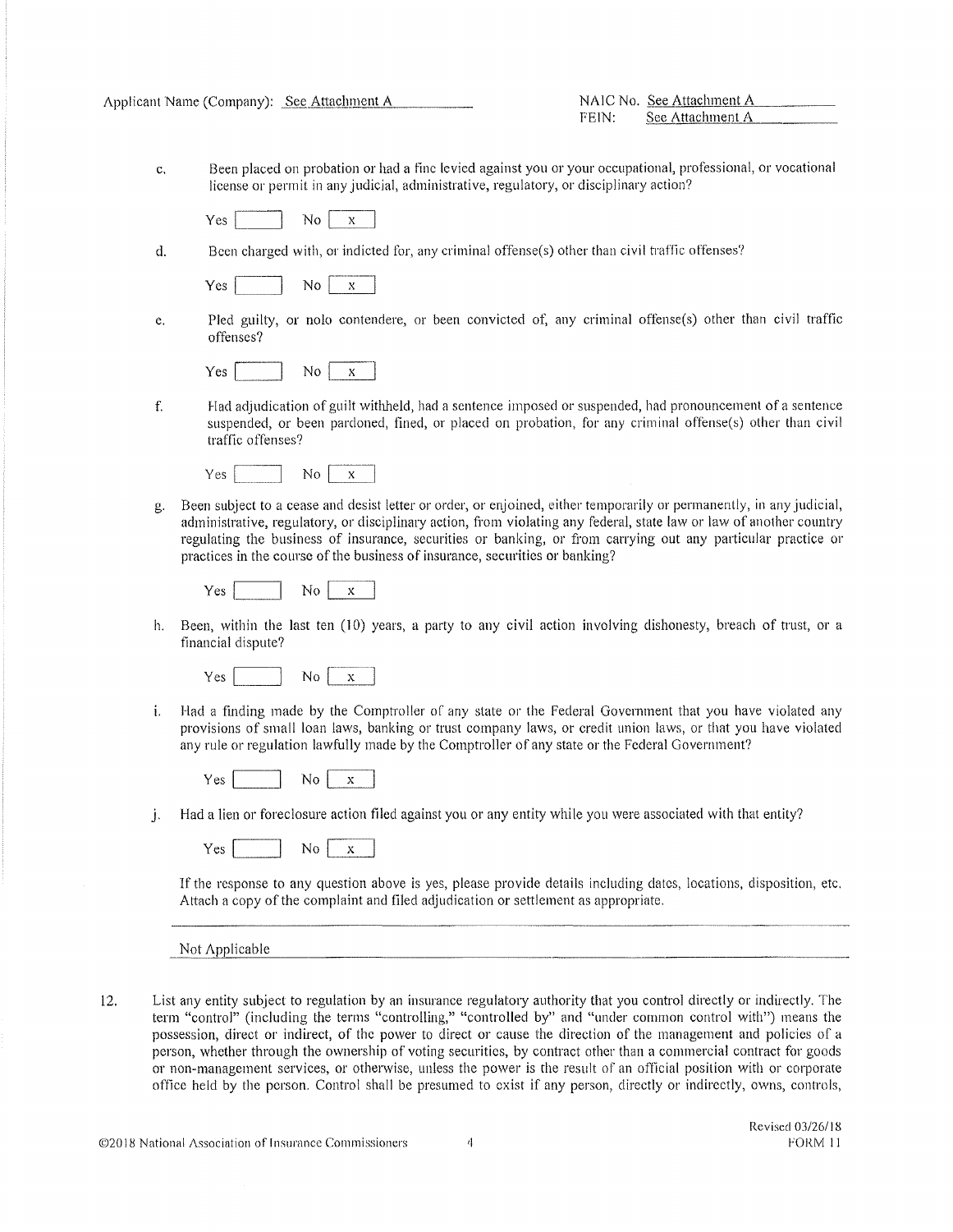Applicant Name (Company): See Attachment A

NAIC No. See Attachment A
FEIN: See Attachment A

c. Been placed on probation or had a fine levied against you or your occupational, professional, or vocational license or permit in any judicial, administrative, regulatory, or disciplinary action?

Yes [ ] No [x]

d. Been charged with, or indicted for, any criminal offense(s) other than civil traffic offenses?

Yes [ ] No [x]

e. Pled guilty, or nolo contendere, or been convicted of, any criminal offense(s) other than civil traffic offenses?

Yes [ ] No [x]

f. Had adjudication of guilt withheld, had a sentence imposed or suspended, had pronouncement of a sentence suspended, or been pardoned, fined, or placed on probation, for any criminal offense(s) other than civil traffic offenses?

Yes [ ] No [x]

g. Been subject to a cease and desist letter or order, or enjoined, either temporarily or permanently, in any judicial, administrative, regulatory, or disciplinary action, from violating any federal, state law or law of another country regulating the business of insurance, securities or banking, or from carrying out any particular practice or practices in the course of the business of insurance, securities or banking?

Yes [ ] No [x]

h. Been, within the last ten (10) years, a party to any civil action involving dishonesty, breach of trust, or a financial dispute?

Yes [ ] No [x]

i. Had a finding made by the Comptroller of any state or the Federal Government that you have violated any provisions of small loan laws, banking or trust company laws, or credit union laws, or that you have violated any rule or regulation lawfully made by the Comptroller of any state or the Federal Government?

Yes [ ] No [x]

j. Had a lien or foreclosure action filed against you or any entity while you were associated with that entity?

Yes [ ] No [x]

If the response to any question above is yes, please provide details including dates, locations, disposition, etc. Attach a copy of the complaint and filed adjudication or settlement as appropriate.

Not Applicable

12. List any entity subject to regulation by an insurance regulatory authority that you control directly or indirectly. The term "control" (including the terms "controlling," "controlled by" and "under common control with") means the possession, direct or indirect, of the power to direct or cause the direction of the management and policies of a person, whether through the ownership of voting securities, by contract other than a commercial contract for goods or non-management services, or otherwise, unless the power is the result of an official position with or corporate office held by the person. Control shall be presumed to exist if any person, directly or indirectly, owns, controls,

©2018 National Association of Insurance Commissioners

Revised 03/26/18
FORM 11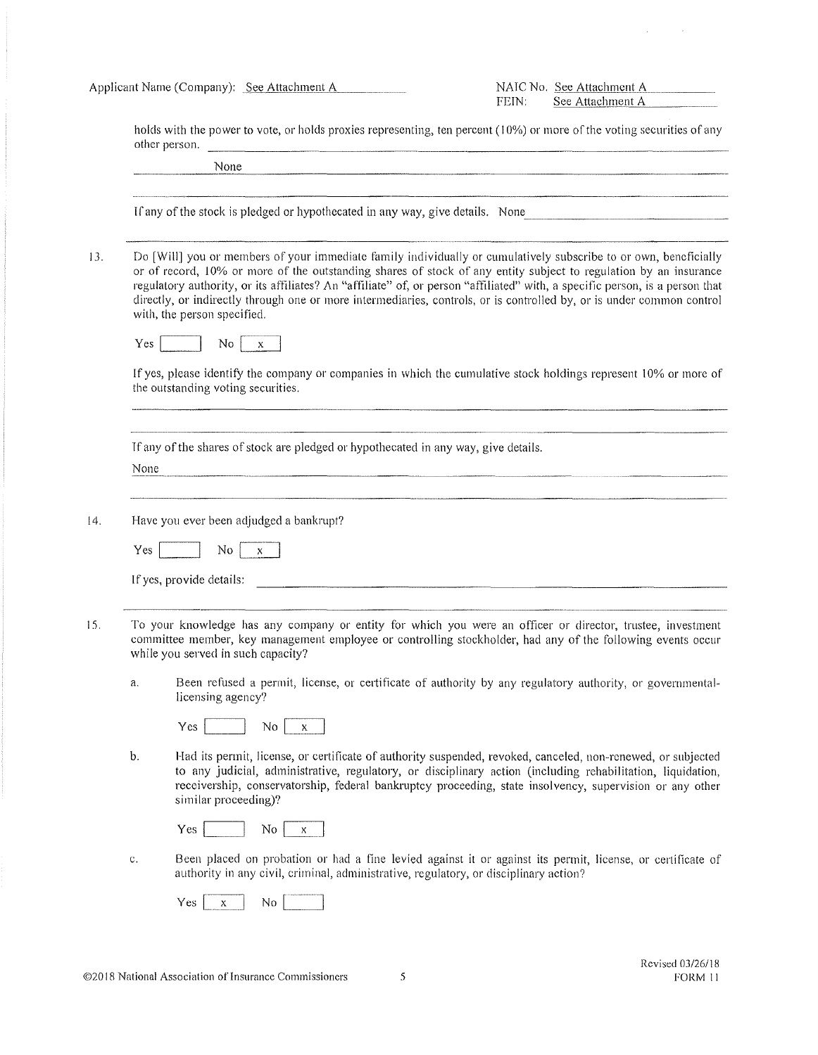Applicant Name (Company): See Attachment A

NAIC No. See Attachment A
FEIN: See Attachment A

holds with the power to vote, or holds proxies representing, ten percent (10%) or more of the voting securities of any other person.

None

If any of the stock is pledged or hypothecated in any way, give details. None

13. Do [Will] you or members of your immediate family individually or cumulatively subscribe to or own, beneficially or of record, 10% or more of the outstanding shares of stock of any entity subject to regulation by an insurance regulatory authority, or its affiliates? An "affiliate" of, or person "affiliated" with, a specific person, is a person that directly, or indirectly through one or more intermediaries, controls, or is controlled by, or is under common control with, the person specified.

    Yes [ ] No [x]

    If yes, please identify the company or companies in which the cumulative stock holdings represent 10% or more of the outstanding voting securities.

    If any of the shares of stock are pledged or hypothecated in any way, give details.

    None

14. Have you ever been adjudged a bankrupt?

    Yes [ ] No [x]

    If yes, provide details:

15. To your knowledge has any company or entity for which you were an officer or director, trustee, investment committee member, key management employee or controlling stockholder, had any of the following events occur while you served in such capacity?

    a. Been refused a permit, license, or certificate of authority by any regulatory authority, or governmental-licensing agency?

       Yes [ ] No [x]

    b. Had its permit, license, or certificate of authority suspended, revoked, canceled, non-renewed, or subjected to any judicial, administrative, regulatory, or disciplinary action (including rehabilitation, liquidation, receivership, conservatorship, federal bankruptcy proceeding, state insolvency, supervision or any other similar proceeding)?

       Yes [ ] No [x]

    c. Been placed on probation or had a fine levied against it or against its permit, license, or certificate of authority in any civil, criminal, administrative, regulatory, or disciplinary action?

       Yes [x] No [ ]

©2018 National Association of Insurance Commissioners

Revised 03/26/18
FORM 11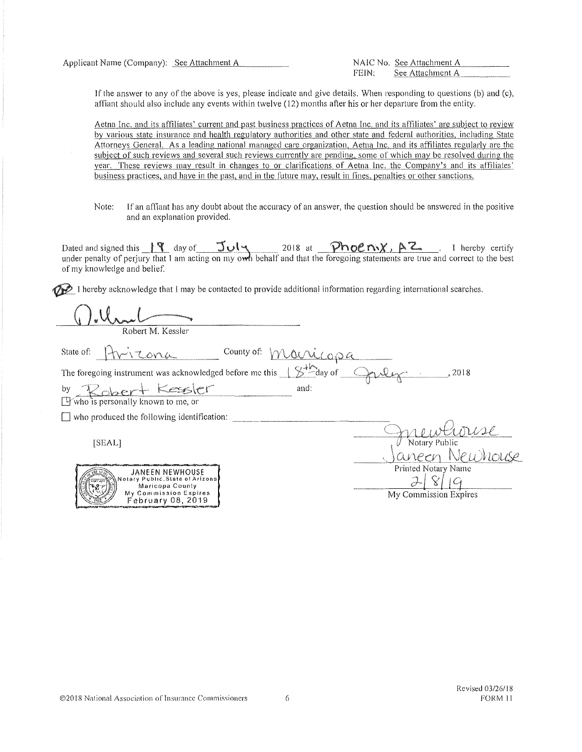Applicant Name (Company): See Attachment A

NAIC No. See Attachment A
FEIN: See Attachment A

If the answer to any of the above is yes, please indicate and give details. When responding to questions (b) and (c), affiant should also include any events within twelve (12) months after his or her departure from the entity.

Aetna Inc. and its affiliates' current and past business practices of Aetna Inc. and its affiliates' are subject to review by various state insurance and health regulatory authorities and other state and federal authorities, including State Attorneys General. As a leading national managed care organization, Aetna Inc. and its affiliates regularly are the subject of such reviews and several such reviews currently are pending, some of which may be resolved during the year. These reviews may result in changes to or clarifications of Aetna Inc. the Company's and its affiliates' business practices, and have in the past, and in the future may, result in fines, penalties or other sanctions.

Note: If an affiant has any doubt about the accuracy of an answer, the question should be answered in the positive and an explanation provided.

Dated and signed this 18 day of July 2018 at Phoenix, AZ. I hereby certify under penalty of perjury that I am acting on my own behalf and that the foregoing statements are true and correct to the best of my knowledge and belief.

RK I hereby acknowledge that I may be contacted to provide additional information regarding international searches.

[Signature]
Robert M. Kessler

State of: Arizona County of: Maricopa

The foregoing instrument was acknowledged before me this 18th day of July, 2018

by Robert Kessler and:

☑ who is personally known to me, or

☐ who produced the following identification: ____________________

[SEAL]

JANEEN NEWHOUSE
Notary Public, State of Arizona
Maricopa County
My Commission Expires
February 08, 2019

[Signature: Jnewhouse]
Notary Public

Janeen Newhouse
Printed Notary Name

2/8/19
My Commission Expires

©2018 National Association of Insurance Commissioners

Revised 03/26/18
FORM 11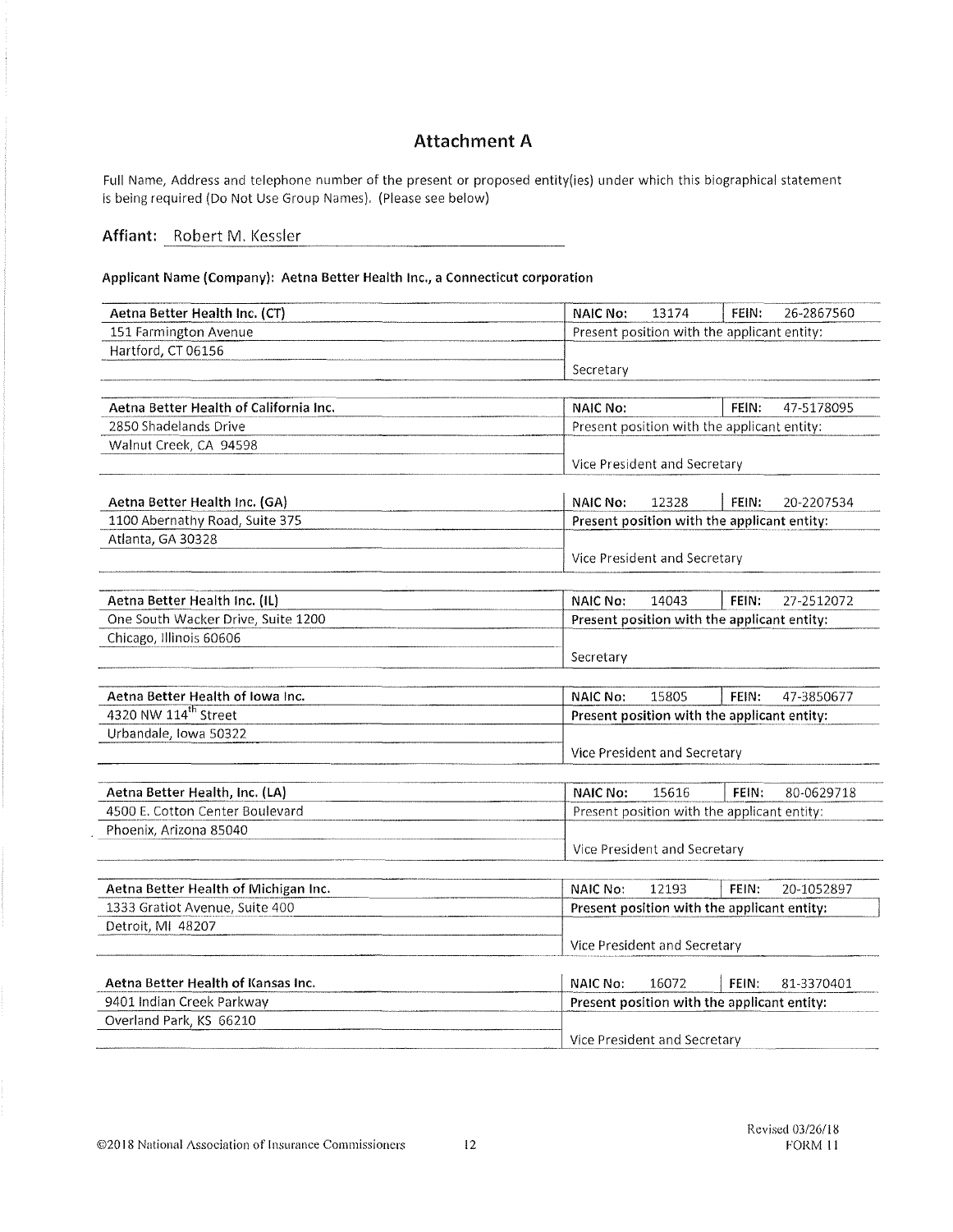# Attachment A

Full Name, Address and telephone number of the present or proposed entity(ies) under which this biographical statement is being required (Do Not Use Group Names). (Please see below)

**Affiant:** Robert M. Kessler

**Applicant Name (Company): Aetna Better Health Inc., a Connecticut corporation**

| Entity | NAIC No: | FEIN: | Present position with the applicant entity: |
|---|---|---|---|
| **Aetna Better Health Inc. (CT)**<br>151 Farmington Avenue<br>Hartford, CT 06156 | 13174 | 26-2867560 | Secretary |
| **Aetna Better Health of California Inc.**<br>2850 Shadelands Drive<br>Walnut Creek, CA 94598 | | 47-5178095 | Vice President and Secretary |
| **Aetna Better Health Inc. (GA)**<br>1100 Abernathy Road, Suite 375<br>Atlanta, GA 30328 | 12328 | 20-2207534 | Vice President and Secretary |
| **Aetna Better Health Inc. (IL)**<br>One South Wacker Drive, Suite 1200<br>Chicago, Illinois 60606 | 14043 | 27-2512072 | Secretary |
| **Aetna Better Health of Iowa Inc.**<br>4320 NW 114th Street<br>Urbandale, Iowa 50322 | 15805 | 47-3850677 | Vice President and Secretary |
| **Aetna Better Health, Inc. (LA)**<br>4500 E. Cotton Center Boulevard<br>Phoenix, Arizona 85040 | 15616 | 80-0629718 | Vice President and Secretary |
| **Aetna Better Health of Michigan Inc.**<br>1333 Gratiot Avenue, Suite 400<br>Detroit, MI 48207 | 12193 | 20-1052897 | Vice President and Secretary |
| **Aetna Better Health of Kansas Inc.**<br>9401 Indian Creek Parkway<br>Overland Park, KS 66210 | 16072 | 81-3370401 | Vice President and Secretary |

©2018 National Association of Insurance Commissioners

Revised 03/26/18
FORM 11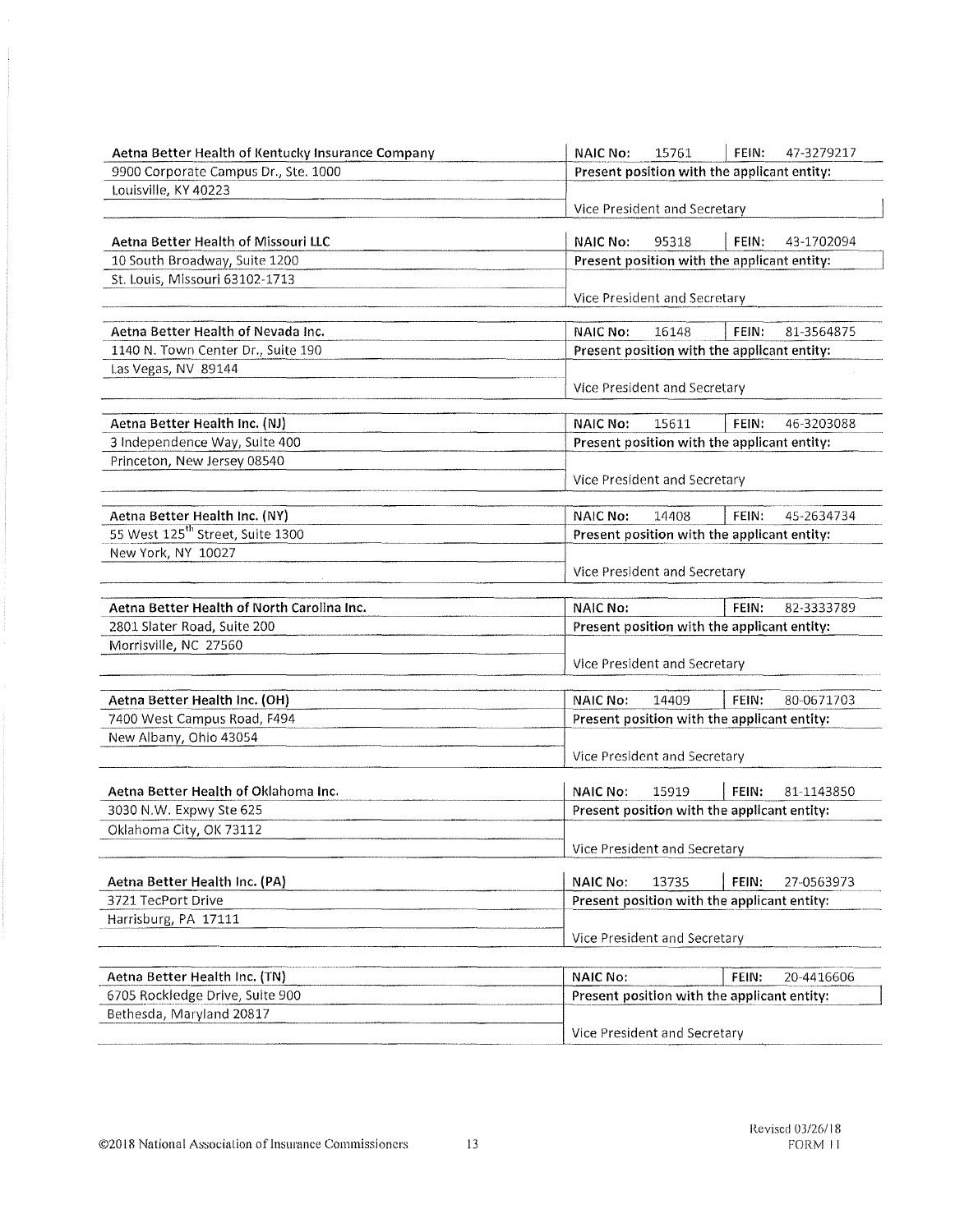| Aetna Better Health of Kentucky Insurance Company | NAIC No: 15761 | FEIN: 47-3279217 |
|---|---|---|
| 9900 Corporate Campus Dr., Ste. 1000 | Present position with the applicant entity: | |
| Louisville, KY 40223 | Vice President and Secretary | |

| Aetna Better Health of Missouri LLC | NAIC No: 95318 | FEIN: 43-1702094 |
|---|---|---|
| 10 South Broadway, Suite 1200 | Present position with the applicant entity: | |
| St. Louis, Missouri 63102-1713 | Vice President and Secretary | |

| Aetna Better Health of Nevada Inc. | NAIC No: 16148 | FEIN: 81-3564875 |
|---|---|---|
| 1140 N. Town Center Dr., Suite 190 | Present position with the applicant entity: | |
| Las Vegas, NV 89144 | Vice President and Secretary | |

| Aetna Better Health Inc. (NJ) | NAIC No: 15611 | FEIN: 46-3203088 |
|---|---|---|
| 3 Independence Way, Suite 400 | Present position with the applicant entity: | |
| Princeton, New Jersey 08540 | Vice President and Secretary | |

| Aetna Better Health Inc. (NY) | NAIC No: 14408 | FEIN: 45-2634734 |
|---|---|---|
| 55 West 125th Street, Suite 1300 | Present position with the applicant entity: | |
| New York, NY 10027 | Vice President and Secretary | |

| Aetna Better Health of North Carolina Inc. | NAIC No: | FEIN: 82-3333789 |
|---|---|---|
| 2801 Slater Road, Suite 200 | Present position with the applicant entity: | |
| Morrisville, NC 27560 | Vice President and Secretary | |

| Aetna Better Health Inc. (OH) | NAIC No: 14409 | FEIN: 80-0671703 |
|---|---|---|
| 7400 West Campus Road, F494 | Present position with the applicant entity: | |
| New Albany, Ohio 43054 | Vice President and Secretary | |

| Aetna Better Health of Oklahoma Inc. | NAIC No: 15919 | FEIN: 81-1143850 |
|---|---|---|
| 3030 N.W. Expwy Ste 625 | Present position with the applicant entity: | |
| Oklahoma City, OK 73112 | Vice President and Secretary | |

| Aetna Better Health Inc. (PA) | NAIC No: 13735 | FEIN: 27-0563973 |
|---|---|---|
| 3721 TecPort Drive | Present position with the applicant entity: | |
| Harrisburg, PA 17111 | Vice President and Secretary | |

| Aetna Better Health Inc. (TN) | NAIC No: | FEIN: 20-4416606 |
|---|---|---|
| 6705 Rockledge Drive, Suite 900 | Present position with the applicant entity: | |
| Bethesda, Maryland 20817 | Vice President and Secretary | |

©2018 National Association of Insurance Commissioners

Revised 03/26/18
FORM 11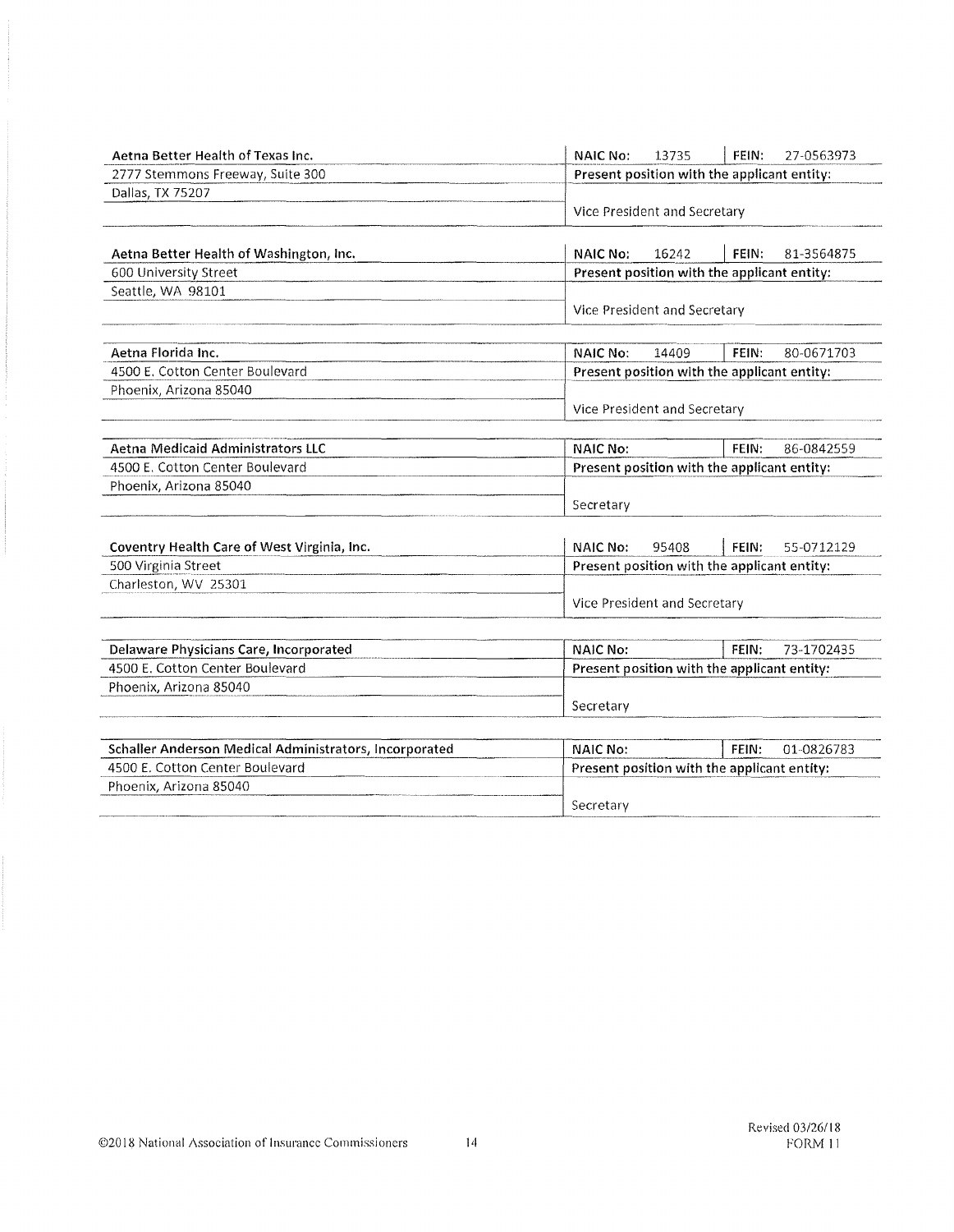| Aetna Better Health of Texas Inc. | NAIC No: 13735 | FEIN: 27-0563973 |
|---|---|---|
| 2777 Stemmons Freeway, Suite 300 | Present position with the applicant entity: | |
| Dallas, TX 75207 | Vice President and Secretary | |

| Aetna Better Health of Washington, Inc. | NAIC No: 16242 | FEIN: 81-3564875 |
|---|---|---|
| 600 University Street | Present position with the applicant entity: | |
| Seattle, WA 98101 | Vice President and Secretary | |

| Aetna Florida Inc. | NAIC No: 14409 | FEIN: 80-0671703 |
|---|---|---|
| 4500 E. Cotton Center Boulevard | Present position with the applicant entity: | |
| Phoenix, Arizona 85040 | Vice President and Secretary | |

| Aetna Medicaid Administrators LLC | NAIC No: | FEIN: 86-0842559 |
|---|---|---|
| 4500 E. Cotton Center Boulevard | Present position with the applicant entity: | |
| Phoenix, Arizona 85040 | Secretary | |

| Coventry Health Care of West Virginia, Inc. | NAIC No: 95408 | FEIN: 55-0712129 |
|---|---|---|
| 500 Virginia Street | Present position with the applicant entity: | |
| Charleston, WV 25301 | Vice President and Secretary | |

| Delaware Physicians Care, Incorporated | NAIC No: | FEIN: 73-1702435 |
|---|---|---|
| 4500 E. Cotton Center Boulevard | Present position with the applicant entity: | |
| Phoenix, Arizona 85040 | Secretary | |

| Schaller Anderson Medical Administrators, Incorporated | NAIC No: | FEIN: 01-0826783 |
|---|---|---|
| 4500 E. Cotton Center Boulevard | Present position with the applicant entity: | |
| Phoenix, Arizona 85040 | Secretary | |

©2018 National Association of Insurance Commissioners

Revised 03/26/18
FORM 11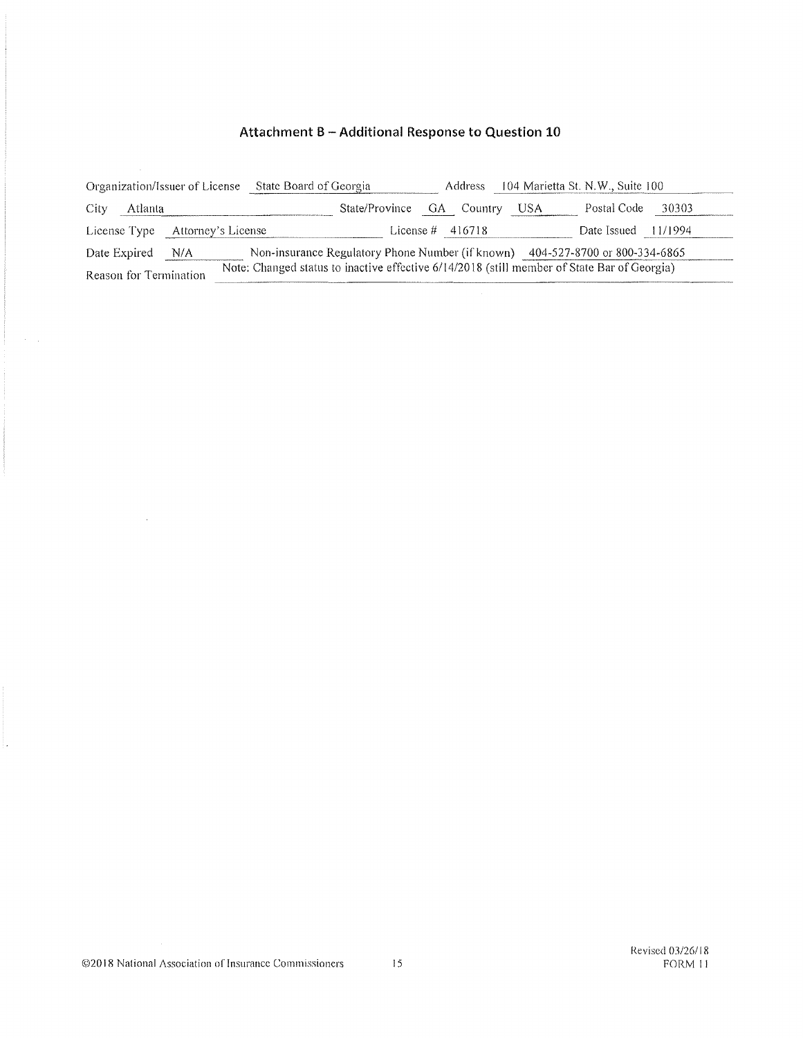## Attachment B – Additional Response to Question 10

Organization/Issuer of License: State Board of Georgia    Address: 104 Marietta St. N.W., Suite 100

City: Atlanta    State/Province: GA    Country: USA    Postal Code: 30303

License Type: Attorney's License    License #: 416718    Date Issued: 11/1994

Date Expired: N/A    Non-insurance Regulatory Phone Number (if known): 404-527-8700 or 800-334-6865

Reason for Termination: Note: Changed status to inactive effective 6/14/2018 (still member of State Bar of Georgia)